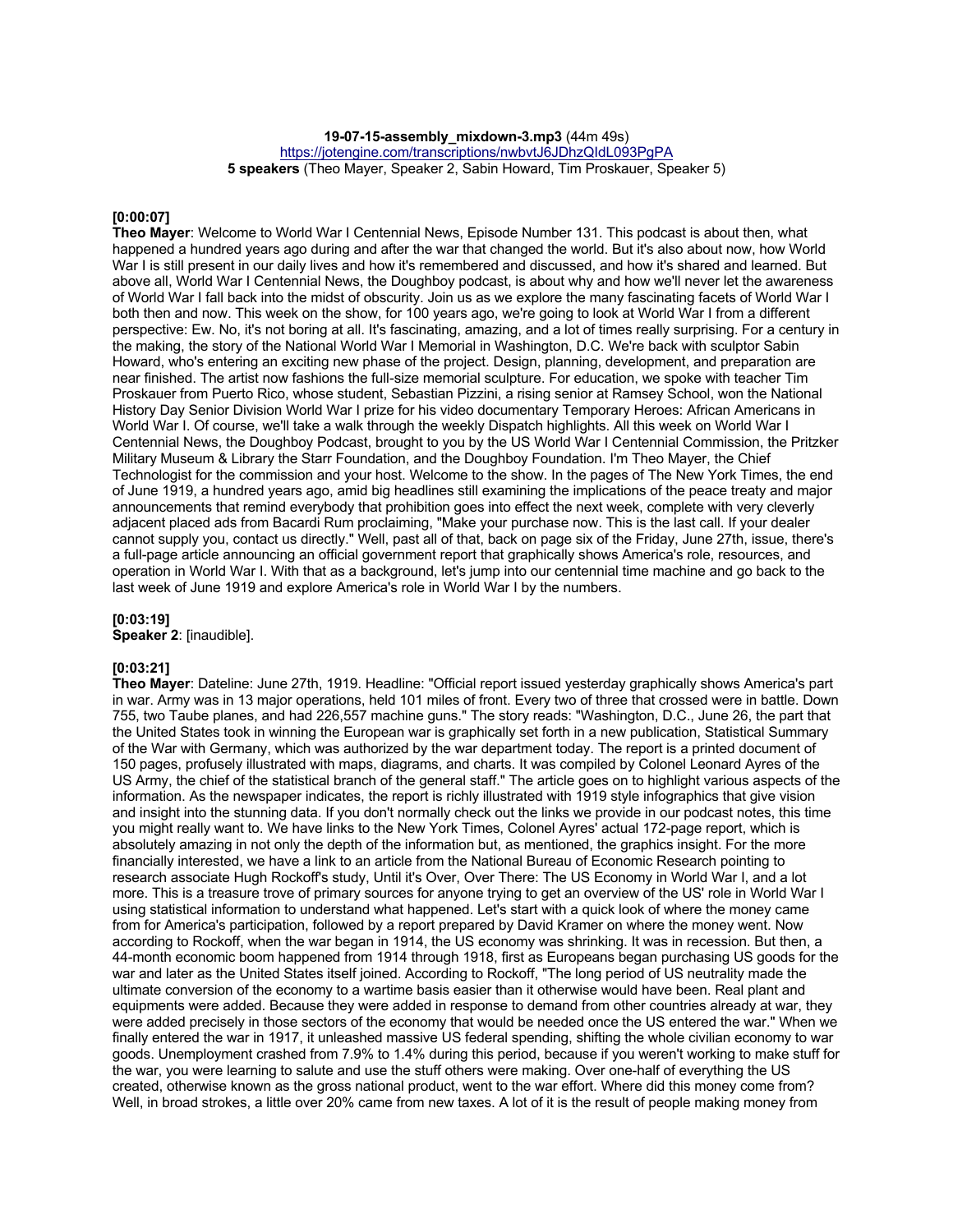**19-07-15-assembly_mixdown-3.mp3** (44m 49s)
https://jotengine.com/transcriptions/nwbvtJ6JDhzQldL093PgPA
**5 speakers** (Theo Mayer, Speaker 2, Sabin Howard, Tim Proskauer, Speaker 5)

**[0:00:07]**
**Theo Mayer**: Welcome to World War I Centennial News, Episode Number 131. This podcast is about then, what happened a hundred years ago during and after the war that changed the world. But it's also about now, how World War I is still present in our daily lives and how it's remembered and discussed, and how it's shared and learned. But above all, World War I Centennial News, the Doughboy podcast, is about why and how we'll never let the awareness of World War I fall back into the midst of obscurity. Join us as we explore the many fascinating facets of World War I both then and now. This week on the show, for 100 years ago, we're going to look at World War I from a different perspective: Ew. No, it's not boring at all. It's fascinating, amazing, and a lot of times really surprising. For a century in the making, the story of the National World War I Memorial in Washington, D.C. We're back with sculptor Sabin Howard, who's entering an exciting new phase of the project. Design, planning, development, and preparation are near finished. The artist now fashions the full-size memorial sculpture. For education, we spoke with teacher Tim Proskauer from Puerto Rico, whose student, Sebastian Pizzini, a rising senior at Ramsey School, won the National History Day Senior Division World War I prize for his video documentary Temporary Heroes: African Americans in World War I. Of course, we'll take a walk through the weekly Dispatch highlights. All this week on World War I Centennial News, the Doughboy Podcast, brought to you by the US World War I Centennial Commission, the Pritzker Military Museum & Library the Starr Foundation, and the Doughboy Foundation. I'm Theo Mayer, the Chief Technologist for the commission and your host. Welcome to the show. In the pages of The New York Times, the end of June 1919, a hundred years ago, amid big headlines still examining the implications of the peace treaty and major announcements that remind everybody that prohibition goes into effect the next week, complete with very cleverly adjacent placed ads from Bacardi Rum proclaiming, "Make your purchase now. This is the last call. If your dealer cannot supply you, contact us directly." Well, past all of that, back on page six of the Friday, June 27th, issue, there's a full-page article announcing an official government report that graphically shows America's role, resources, and operation in World War I. With that as a background, let's jump into our centennial time machine and go back to the last week of June 1919 and explore America's role in World War I by the numbers.

**[0:03:19]**
**Speaker 2**: [inaudible].

**[0:03:21]**
**Theo Mayer**: Dateline: June 27th, 1919. Headline: "Official report issued yesterday graphically shows America's part in war. Army was in 13 major operations, held 101 miles of front. Every two of three that crossed were in battle. Down 755, two Taube planes, and had 226,557 machine guns." The story reads: "Washington, D.C., June 26, the part that the United States took in winning the European war is graphically set forth in a new publication, Statistical Summary of the War with Germany, which was authorized by the war department today. The report is a printed document of 150 pages, profusely illustrated with maps, diagrams, and charts. It was compiled by Colonel Leonard Ayres of the US Army, the chief of the statistical branch of the general staff." The article goes on to highlight various aspects of the information. As the newspaper indicates, the report is richly illustrated with 1919 style infographics that give vision and insight into the stunning data. If you don't normally check out the links we provide in our podcast notes, this time you might really want to. We have links to the New York Times, Colonel Ayres' actual 172-page report, which is absolutely amazing in not only the depth of the information but, as mentioned, the graphics insight. For the more financially interested, we have a link to an article from the National Bureau of Economic Research pointing to research associate Hugh Rockoff's study, Until it's Over, Over There: The US Economy in World War I, and a lot more. This is a treasure trove of primary sources for anyone trying to get an overview of the US' role in World War I using statistical information to understand what happened. Let's start with a quick look of where the money came from for America's participation, followed by a report prepared by David Kramer on where the money went. Now according to Rockoff, when the war began in 1914, the US economy was shrinking. It was in recession. But then, a 44-month economic boom happened from 1914 through 1918, first as Europeans began purchasing US goods for the war and later as the United States itself joined. According to Rockoff, "The long period of US neutrality made the ultimate conversion of the economy to a wartime basis easier than it otherwise would have been. Real plant and equipments were added. Because they were added in response to demand from other countries already at war, they were added precisely in those sectors of the economy that would be needed once the US entered the war." When we finally entered the war in 1917, it unleashed massive US federal spending, shifting the whole civilian economy to war goods. Unemployment crashed from 7.9% to 1.4% during this period, because if you weren't working to make stuff for the war, you were learning to salute and use the stuff others were making. Over one-half of everything the US created, otherwise known as the gross national product, went to the war effort. Where did this money come from? Well, in broad strokes, a little over 20% came from new taxes. A lot of it is the result of people making money from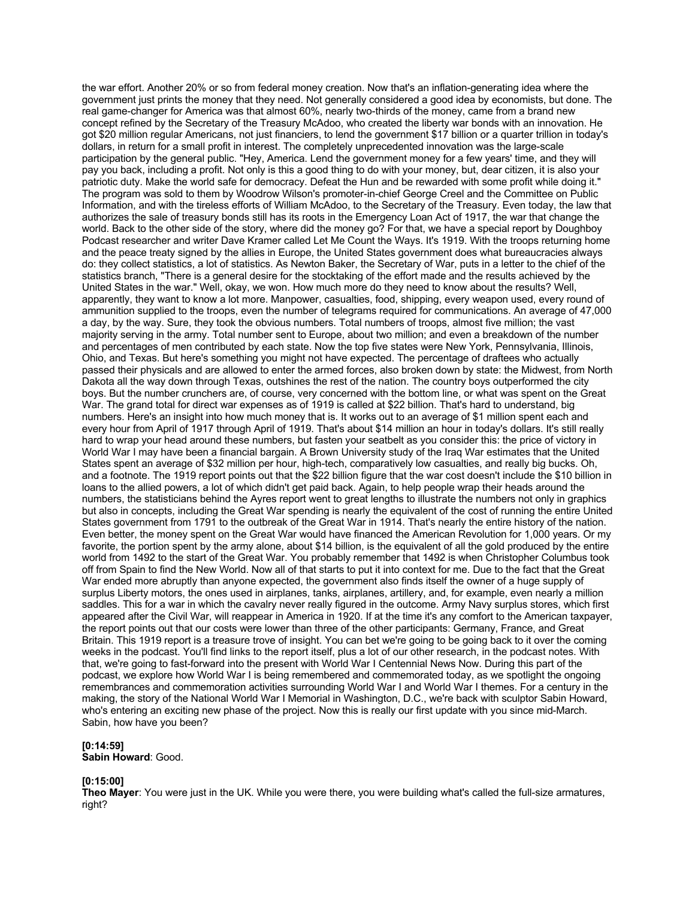the war effort. Another 20% or so from federal money creation. Now that's an inflation-generating idea where the government just prints the money that they need. Not generally considered a good idea by economists, but done. The real game-changer for America was that almost 60%, nearly two-thirds of the money, came from a brand new concept refined by the Secretary of the Treasury McAdoo, who created the liberty war bonds with an innovation. He got $20 million regular Americans, not just financiers, to lend the government $17 billion or a quarter trillion in today's dollars, in return for a small profit in interest. The completely unprecedented innovation was the large-scale participation by the general public. "Hey, America. Lend the government money for a few years' time, and they will pay you back, including a profit. Not only is this a good thing to do with your money, but, dear citizen, it is also your patriotic duty. Make the world safe for democracy. Defeat the Hun and be rewarded with some profit while doing it." The program was sold to them by Woodrow Wilson's promoter-in-chief George Creel and the Committee on Public Information, and with the tireless efforts of William McAdoo, to the Secretary of the Treasury. Even today, the law that authorizes the sale of treasury bonds still has its roots in the Emergency Loan Act of 1917, the war that change the world. Back to the other side of the story, where did the money go? For that, we have a special report by Doughboy Podcast researcher and writer Dave Kramer called Let Me Count the Ways. It's 1919. With the troops returning home and the peace treaty signed by the allies in Europe, the United States government does what bureaucracies always do: they collect statistics, a lot of statistics. As Newton Baker, the Secretary of War, puts in a letter to the chief of the statistics branch, "There is a general desire for the stocktaking of the effort made and the results achieved by the United States in the war." Well, okay, we won. How much more do they need to know about the results? Well, apparently, they want to know a lot more. Manpower, casualties, food, shipping, every weapon used, every round of ammunition supplied to the troops, even the number of telegrams required for communications. An average of 47,000 a day, by the way. Sure, they took the obvious numbers. Total numbers of troops, almost five million; the vast majority serving in the army. Total number sent to Europe, about two million; and even a breakdown of the number and percentages of men contributed by each state. Now the top five states were New York, Pennsylvania, Illinois, Ohio, and Texas. But here's something you might not have expected. The percentage of draftees who actually passed their physicals and are allowed to enter the armed forces, also broken down by state: the Midwest, from North Dakota all the way down through Texas, outshines the rest of the nation. The country boys outperformed the city boys. But the number crunchers are, of course, very concerned with the bottom line, or what was spent on the Great War. The grand total for direct war expenses as of 1919 is called at $22 billion. That's hard to understand, big numbers. Here's an insight into how much money that is. It works out to an average of $1 million spent each and every hour from April of 1917 through April of 1919. That's about $14 million an hour in today's dollars. It's still really hard to wrap your head around these numbers, but fasten your seatbelt as you consider this: the price of victory in World War I may have been a financial bargain. A Brown University study of the Iraq War estimates that the United States spent an average of $32 million per hour, high-tech, comparatively low casualties, and really big bucks. Oh, and a footnote. The 1919 report points out that the $22 billion figure that the war cost doesn't include the $10 billion in loans to the allied powers, a lot of which didn't get paid back. Again, to help people wrap their heads around the numbers, the statisticians behind the Ayres report went to great lengths to illustrate the numbers not only in graphics but also in concepts, including the Great War spending is nearly the equivalent of the cost of running the entire United States government from 1791 to the outbreak of the Great War in 1914. That's nearly the entire history of the nation. Even better, the money spent on the Great War would have financed the American Revolution for 1,000 years. Or my favorite, the portion spent by the army alone, about $14 billion, is the equivalent of all the gold produced by the entire world from 1492 to the start of the Great War. You probably remember that 1492 is when Christopher Columbus took off from Spain to find the New World. Now all of that starts to put it into context for me. Due to the fact that the Great War ended more abruptly than anyone expected, the government also finds itself the owner of a huge supply of surplus Liberty motors, the ones used in airplanes, tanks, airplanes, artillery, and, for example, even nearly a million saddles. This for a war in which the cavalry never really figured in the outcome. Army Navy surplus stores, which first appeared after the Civil War, will reappear in America in 1920. If at the time it's any comfort to the American taxpayer, the report points out that our costs were lower than three of the other participants: Germany, France, and Great Britain. This 1919 report is a treasure trove of insight. You can bet we're going to be going back to it over the coming weeks in the podcast. You'll find links to the report itself, plus a lot of our other research, in the podcast notes. With that, we're going to fast-forward into the present with World War I Centennial News Now. During this part of the podcast, we explore how World War I is being remembered and commemorated today, as we spotlight the ongoing remembrances and commemoration activities surrounding World War I and World War I themes. For a century in the making, the story of the National World War I Memorial in Washington, D.C., we're back with sculptor Sabin Howard, who's entering an exciting new phase of the project. Now this is really our first update with you since mid-March. Sabin, how have you been?

**[0:14:59]**
**Sabin Howard**: Good.

**[0:15:00]**
**Theo Mayer**: You were just in the UK. While you were there, you were building what's called the full-size armatures, right?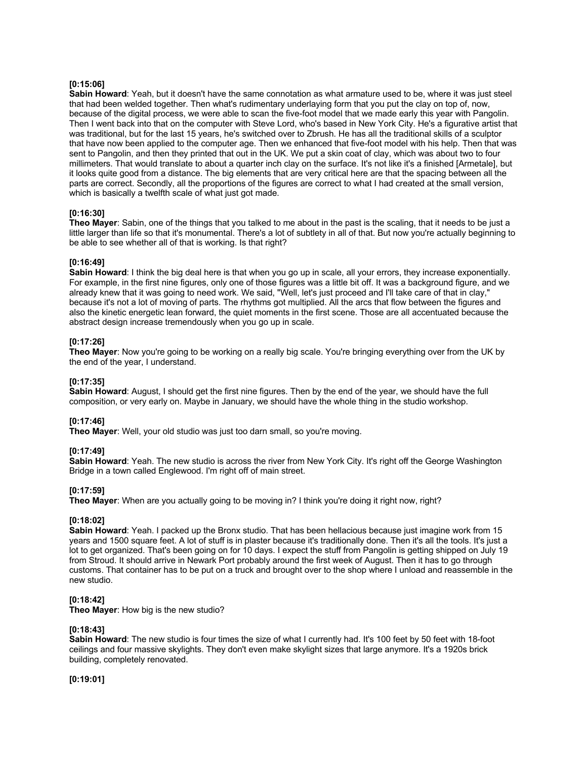**[0:15:06]**
**Sabin Howard**: Yeah, but it doesn't have the same connotation as what armature used to be, where it was just steel that had been welded together. Then what's rudimentary underlaying form that you put the clay on top of, now, because of the digital process, we were able to scan the five-foot model that we made early this year with Pangolin. Then I went back into that on the computer with Steve Lord, who's based in New York City. He's a figurative artist that was traditional, but for the last 15 years, he's switched over to Zbrush. He has all the traditional skills of a sculptor that have now been applied to the computer age. Then we enhanced that five-foot model with his help. Then that was sent to Pangolin, and then they printed that out in the UK. We put a skin coat of clay, which was about two to four millimeters. That would translate to about a quarter inch clay on the surface. It's not like it's a finished [Armetale], but it looks quite good from a distance. The big elements that are very critical here are that the spacing between all the parts are correct. Secondly, all the proportions of the figures are correct to what I had created at the small version, which is basically a twelfth scale of what just got made.

**[0:16:30]**
**Theo Mayer**: Sabin, one of the things that you talked to me about in the past is the scaling, that it needs to be just a little larger than life so that it's monumental. There's a lot of subtlety in all of that. But now you're actually beginning to be able to see whether all of that is working. Is that right?

**[0:16:49]**
**Sabin Howard**: I think the big deal here is that when you go up in scale, all your errors, they increase exponentially. For example, in the first nine figures, only one of those figures was a little bit off. It was a background figure, and we already knew that it was going to need work. We said, "Well, let's just proceed and I'll take care of that in clay," because it's not a lot of moving of parts. The rhythms got multiplied. All the arcs that flow between the figures and also the kinetic energetic lean forward, the quiet moments in the first scene. Those are all accentuated because the abstract design increase tremendously when you go up in scale.

**[0:17:26]**
**Theo Mayer**: Now you're going to be working on a really big scale. You're bringing everything over from the UK by the end of the year, I understand.

**[0:17:35]**
**Sabin Howard**: August, I should get the first nine figures. Then by the end of the year, we should have the full composition, or very early on. Maybe in January, we should have the whole thing in the studio workshop.

**[0:17:46]**
**Theo Mayer**: Well, your old studio was just too darn small, so you're moving.

**[0:17:49]**
**Sabin Howard**: Yeah. The new studio is across the river from New York City. It's right off the George Washington Bridge in a town called Englewood. I'm right off of main street.

**[0:17:59]**
**Theo Mayer**: When are you actually going to be moving in? I think you're doing it right now, right?

**[0:18:02]**
**Sabin Howard**: Yeah. I packed up the Bronx studio. That has been hellacious because just imagine work from 15 years and 1500 square feet. A lot of stuff is in plaster because it's traditionally done. Then it's all the tools. It's just a lot to get organized. That's been going on for 10 days. I expect the stuff from Pangolin is getting shipped on July 19 from Stroud. It should arrive in Newark Port probably around the first week of August. Then it has to go through customs. That container has to be put on a truck and brought over to the shop where I unload and reassemble in the new studio.

**[0:18:42]**
**Theo Mayer**: How big is the new studio?

**[0:18:43]**
**Sabin Howard**: The new studio is four times the size of what I currently had. It's 100 feet by 50 feet with 18-foot ceilings and four massive skylights. They don't even make skylight sizes that large anymore. It's a 1920s brick building, completely renovated.

**[0:19:01]**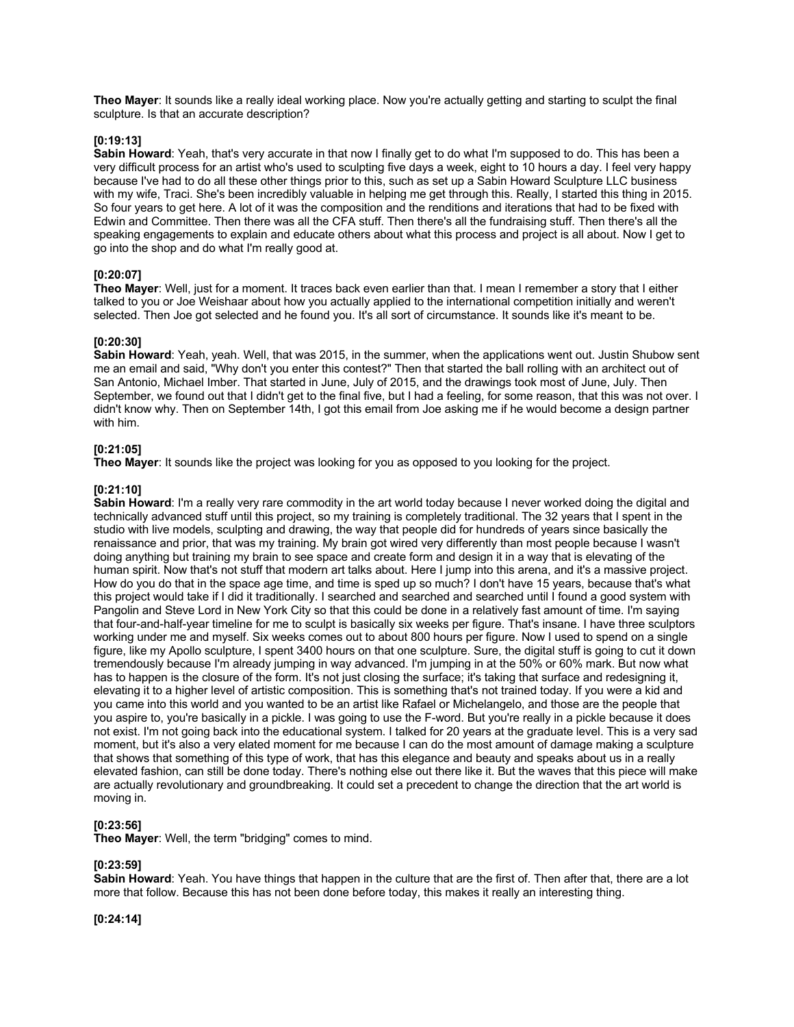**Theo Mayer**: It sounds like a really ideal working place. Now you're actually getting and starting to sculpt the final sculpture. Is that an accurate description?

**[0:19:13]**
**Sabin Howard**: Yeah, that's very accurate in that now I finally get to do what I'm supposed to do. This has been a very difficult process for an artist who's used to sculpting five days a week, eight to 10 hours a day. I feel very happy because I've had to do all these other things prior to this, such as set up a Sabin Howard Sculpture LLC business with my wife, Traci. She's been incredibly valuable in helping me get through this. Really, I started this thing in 2015. So four years to get here. A lot of it was the composition and the renditions and iterations that had to be fixed with Edwin and Committee. Then there was all the CFA stuff. Then there's all the fundraising stuff. Then there's all the speaking engagements to explain and educate others about what this process and project is all about. Now I get to go into the shop and do what I'm really good at.

**[0:20:07]**
**Theo Mayer**: Well, just for a moment. It traces back even earlier than that. I mean I remember a story that I either talked to you or Joe Weishaar about how you actually applied to the international competition initially and weren't selected. Then Joe got selected and he found you. It's all sort of circumstance. It sounds like it's meant to be.

**[0:20:30]**
**Sabin Howard**: Yeah, yeah. Well, that was 2015, in the summer, when the applications went out. Justin Shubow sent me an email and said, "Why don't you enter this contest?" Then that started the ball rolling with an architect out of San Antonio, Michael Imber. That started in June, July of 2015, and the drawings took most of June, July. Then September, we found out that I didn't get to the final five, but I had a feeling, for some reason, that this was not over. I didn't know why. Then on September 14th, I got this email from Joe asking me if he would become a design partner with him.

**[0:21:05]**
**Theo Mayer**: It sounds like the project was looking for you as opposed to you looking for the project.

**[0:21:10]**
**Sabin Howard**: I'm a really very rare commodity in the art world today because I never worked doing the digital and technically advanced stuff until this project, so my training is completely traditional. The 32 years that I spent in the studio with live models, sculpting and drawing, the way that people did for hundreds of years since basically the renaissance and prior, that was my training. My brain got wired very differently than most people because I wasn't doing anything but training my brain to see space and create form and design it in a way that is elevating of the human spirit. Now that's not stuff that modern art talks about. Here I jump into this arena, and it's a massive project. How do you do that in the space age time, and time is sped up so much? I don't have 15 years, because that's what this project would take if I did it traditionally. I searched and searched and searched until I found a good system with Pangolin and Steve Lord in New York City so that this could be done in a relatively fast amount of time. I'm saying that four-and-half-year timeline for me to sculpt is basically six weeks per figure. That's insane. I have three sculptors working under me and myself. Six weeks comes out to about 800 hours per figure. Now I used to spend on a single figure, like my Apollo sculpture, I spent 3400 hours on that one sculpture. Sure, the digital stuff is going to cut it down tremendously because I'm already jumping in way advanced. I'm jumping in at the 50% or 60% mark. But now what has to happen is the closure of the form. It's not just closing the surface; it's taking that surface and redesigning it, elevating it to a higher level of artistic composition. This is something that's not trained today. If you were a kid and you came into this world and you wanted to be an artist like Rafael or Michelangelo, and those are the people that you aspire to, you're basically in a pickle. I was going to use the F-word. But you're really in a pickle because it does not exist. I'm not going back into the educational system. I talked for 20 years at the graduate level. This is a very sad moment, but it's also a very elated moment for me because I can do the most amount of damage making a sculpture that shows that something of this type of work, that has this elegance and beauty and speaks about us in a really elevated fashion, can still be done today. There's nothing else out there like it. But the waves that this piece will make are actually revolutionary and groundbreaking. It could set a precedent to change the direction that the art world is moving in.

**[0:23:56]**
**Theo Mayer**: Well, the term "bridging" comes to mind.

**[0:23:59]**
**Sabin Howard**: Yeah. You have things that happen in the culture that are the first of. Then after that, there are a lot more that follow. Because this has not been done before today, this makes it really an interesting thing.

**[0:24:14]**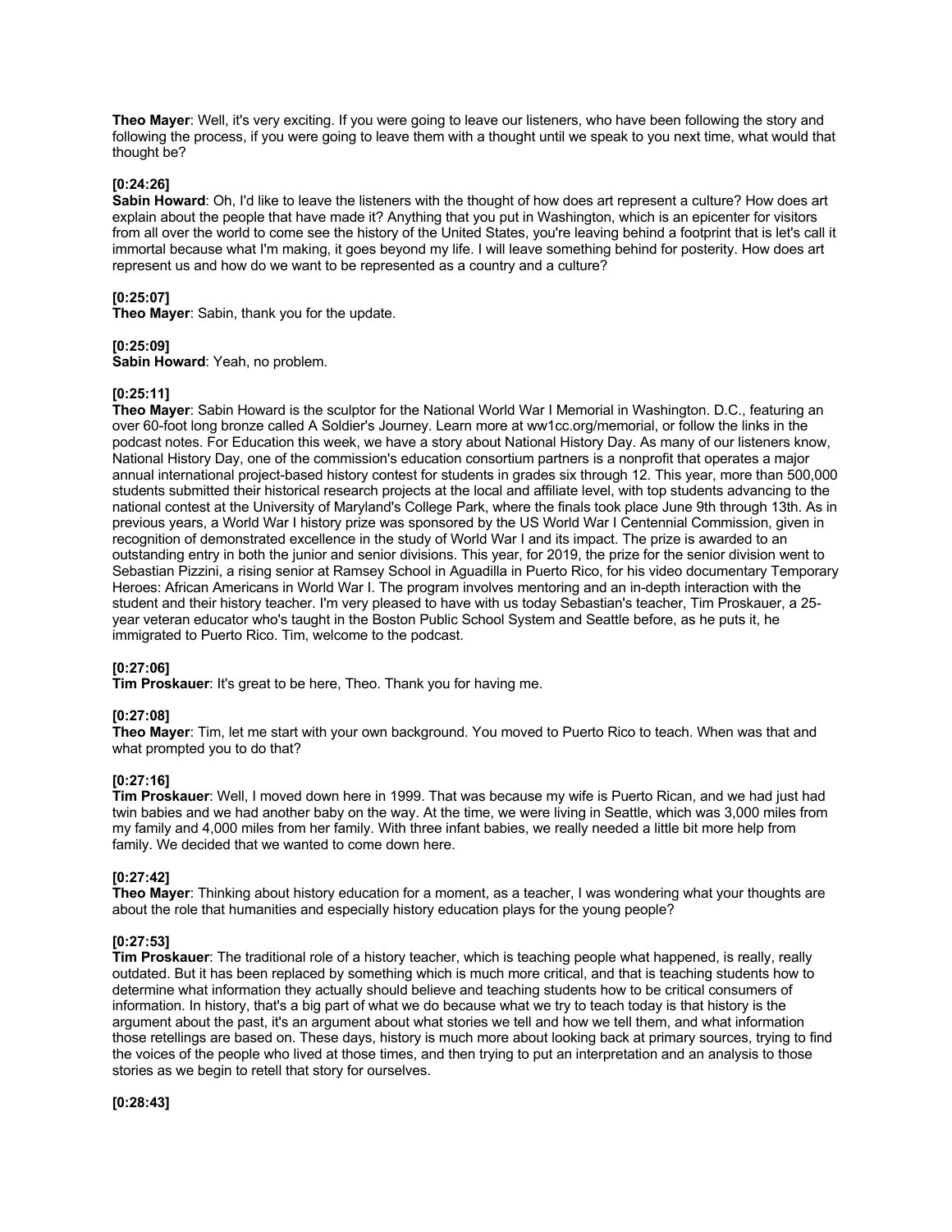**Theo Mayer**: Well, it's very exciting. If you were going to leave our listeners, who have been following the story and following the process, if you were going to leave them with a thought until we speak to you next time, what would that thought be?

**[0:24:26]**
**Sabin Howard**: Oh, I'd like to leave the listeners with the thought of how does art represent a culture? How does art explain about the people that have made it? Anything that you put in Washington, which is an epicenter for visitors from all over the world to come see the history of the United States, you're leaving behind a footprint that is let's call it immortal because what I'm making, it goes beyond my life. I will leave something behind for posterity. How does art represent us and how do we want to be represented as a country and a culture?

**[0:25:07]**
**Theo Mayer**: Sabin, thank you for the update.

**[0:25:09]**
**Sabin Howard**: Yeah, no problem.

**[0:25:11]**
**Theo Mayer**: Sabin Howard is the sculptor for the National World War I Memorial in Washington. D.C., featuring an over 60-foot long bronze called A Soldier's Journey. Learn more at ww1cc.org/memorial, or follow the links in the podcast notes. For Education this week, we have a story about National History Day. As many of our listeners know, National History Day, one of the commission's education consortium partners is a nonprofit that operates a major annual international project-based history contest for students in grades six through 12. This year, more than 500,000 students submitted their historical research projects at the local and affiliate level, with top students advancing to the national contest at the University of Maryland's College Park, where the finals took place June 9th through 13th. As in previous years, a World War I history prize was sponsored by the US World War I Centennial Commission, given in recognition of demonstrated excellence in the study of World War I and its impact. The prize is awarded to an outstanding entry in both the junior and senior divisions. This year, for 2019, the prize for the senior division went to Sebastian Pizzini, a rising senior at Ramsey School in Aguadilla in Puerto Rico, for his video documentary Temporary Heroes: African Americans in World War I. The program involves mentoring and an in-depth interaction with the student and their history teacher. I'm very pleased to have with us today Sebastian's teacher, Tim Proskauer, a 25-year veteran educator who's taught in the Boston Public School System and Seattle before, as he puts it, he immigrated to Puerto Rico. Tim, welcome to the podcast.

**[0:27:06]**
**Tim Proskauer**: It's great to be here, Theo. Thank you for having me.

**[0:27:08]**
**Theo Mayer**: Tim, let me start with your own background. You moved to Puerto Rico to teach. When was that and what prompted you to do that?

**[0:27:16]**
**Tim Proskauer**: Well, I moved down here in 1999. That was because my wife is Puerto Rican, and we had just had twin babies and we had another baby on the way. At the time, we were living in Seattle, which was 3,000 miles from my family and 4,000 miles from her family. With three infant babies, we really needed a little bit more help from family. We decided that we wanted to come down here.

**[0:27:42]**
**Theo Mayer**: Thinking about history education for a moment, as a teacher, I was wondering what your thoughts are about the role that humanities and especially history education plays for the young people?

**[0:27:53]**
**Tim Proskauer**: The traditional role of a history teacher, which is teaching people what happened, is really, really outdated. But it has been replaced by something which is much more critical, and that is teaching students how to determine what information they actually should believe and teaching students how to be critical consumers of information. In history, that's a big part of what we do because what we try to teach today is that history is the argument about the past, it's an argument about what stories we tell and how we tell them, and what information those retellings are based on. These days, history is much more about looking back at primary sources, trying to find the voices of the people who lived at those times, and then trying to put an interpretation and an analysis to those stories as we begin to retell that story for ourselves.

**[0:28:43]**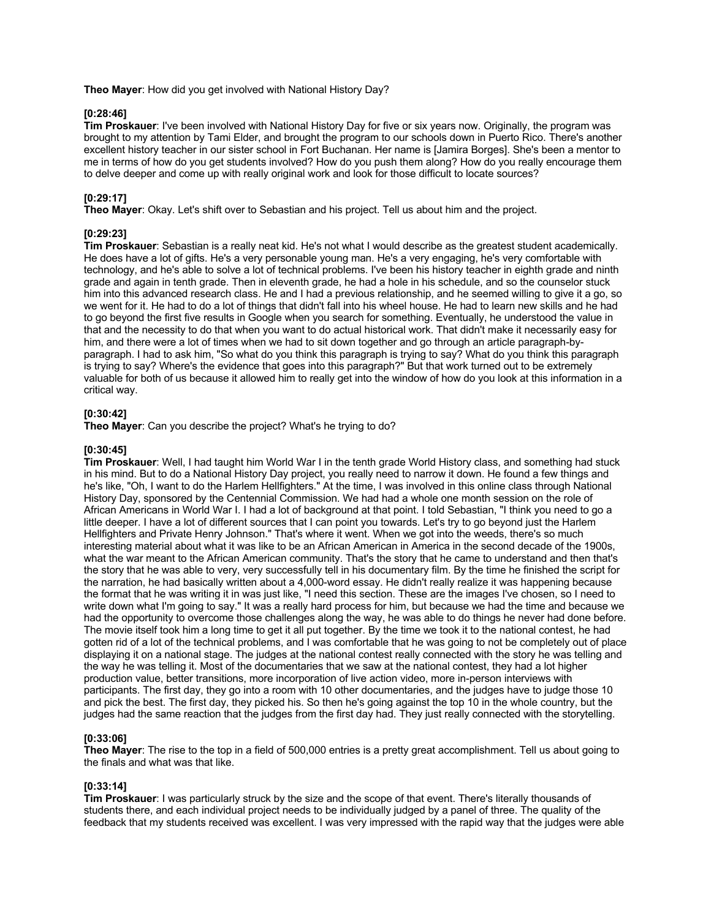**Theo Mayer**: How did you get involved with National History Day?

**[0:28:46]**
**Tim Proskauer**: I've been involved with National History Day for five or six years now. Originally, the program was brought to my attention by Tami Elder, and brought the program to our schools down in Puerto Rico. There's another excellent history teacher in our sister school in Fort Buchanan. Her name is [Jamira Borges]. She's been a mentor to me in terms of how do you get students involved? How do you push them along? How do you really encourage them to delve deeper and come up with really original work and look for those difficult to locate sources?

**[0:29:17]**
**Theo Mayer**: Okay. Let's shift over to Sebastian and his project. Tell us about him and the project.

**[0:29:23]**
**Tim Proskauer**: Sebastian is a really neat kid. He's not what I would describe as the greatest student academically. He does have a lot of gifts. He's a very personable young man. He's a very engaging, he's very comfortable with technology, and he's able to solve a lot of technical problems. I've been his history teacher in eighth grade and ninth grade and again in tenth grade. Then in eleventh grade, he had a hole in his schedule, and so the counselor stuck him into this advanced research class. He and I had a previous relationship, and he seemed willing to give it a go, so we went for it. He had to do a lot of things that didn't fall into his wheel house. He had to learn new skills and he had to go beyond the first five results in Google when you search for something. Eventually, he understood the value in that and the necessity to do that when you want to do actual historical work. That didn't make it necessarily easy for him, and there were a lot of times when we had to sit down together and go through an article paragraph-by-paragraph. I had to ask him, "So what do you think this paragraph is trying to say? What do you think this paragraph is trying to say? Where's the evidence that goes into this paragraph?" But that work turned out to be extremely valuable for both of us because it allowed him to really get into the window of how do you look at this information in a critical way.

**[0:30:42]**
**Theo Mayer**: Can you describe the project? What's he trying to do?

**[0:30:45]**
**Tim Proskauer**: Well, I had taught him World War I in the tenth grade World History class, and something had stuck in his mind. But to do a National History Day project, you really need to narrow it down. He found a few things and he's like, "Oh, I want to do the Harlem Hellfighters." At the time, I was involved in this online class through National History Day, sponsored by the Centennial Commission. We had had a whole one month session on the role of African Americans in World War I. I had a lot of background at that point. I told Sebastian, "I think you need to go a little deeper. I have a lot of different sources that I can point you towards. Let's try to go beyond just the Harlem Hellfighters and Private Henry Johnson." That's where it went. When we got into the weeds, there's so much interesting material about what it was like to be an African American in America in the second decade of the 1900s, what the war meant to the African American community. That's the story that he came to understand and then that's the story that he was able to very, very successfully tell in his documentary film. By the time he finished the script for the narration, he had basically written about a 4,000-word essay. He didn't really realize it was happening because the format that he was writing it in was just like, "I need this section. These are the images I've chosen, so I need to write down what I'm going to say." It was a really hard process for him, but because we had the time and because we had the opportunity to overcome those challenges along the way, he was able to do things he never had done before. The movie itself took him a long time to get it all put together. By the time we took it to the national contest, he had gotten rid of a lot of the technical problems, and I was comfortable that he was going to not be completely out of place displaying it on a national stage. The judges at the national contest really connected with the story he was telling and the way he was telling it. Most of the documentaries that we saw at the national contest, they had a lot higher production value, better transitions, more incorporation of live action video, more in-person interviews with participants. The first day, they go into a room with 10 other documentaries, and the judges have to judge those 10 and pick the best. The first day, they picked his. So then he's going against the top 10 in the whole country, but the judges had the same reaction that the judges from the first day had. They just really connected with the storytelling.

**[0:33:06]**
**Theo Mayer**: The rise to the top in a field of 500,000 entries is a pretty great accomplishment. Tell us about going to the finals and what was that like.

**[0:33:14]**
**Tim Proskauer**: I was particularly struck by the size and the scope of that event. There's literally thousands of students there, and each individual project needs to be individually judged by a panel of three. The quality of the feedback that my students received was excellent. I was very impressed with the rapid way that the judges were able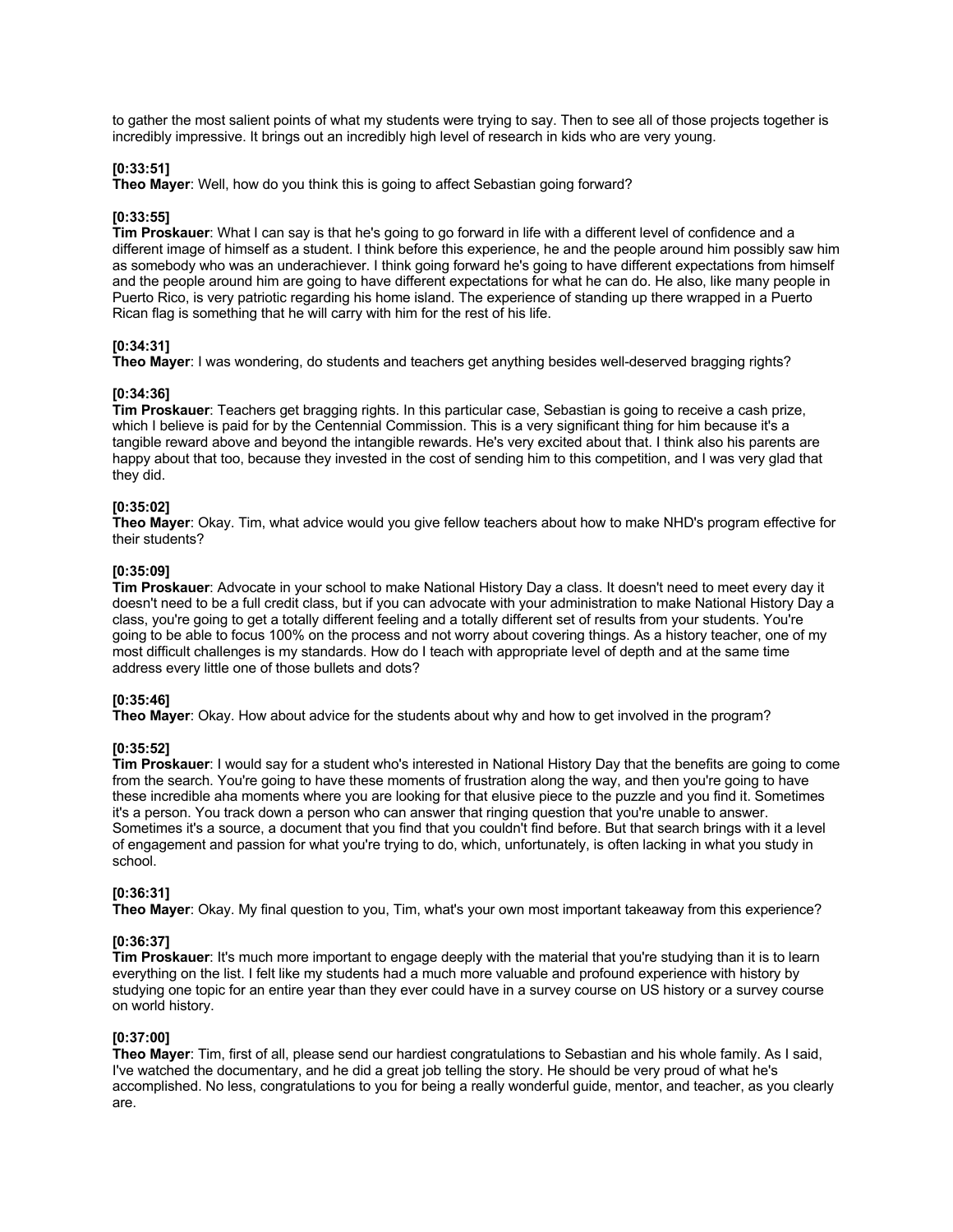to gather the most salient points of what my students were trying to say. Then to see all of those projects together is incredibly impressive. It brings out an incredibly high level of research in kids who are very young.

**[0:33:51]**
**Theo Mayer**: Well, how do you think this is going to affect Sebastian going forward?

**[0:33:55]**
**Tim Proskauer**: What I can say is that he's going to go forward in life with a different level of confidence and a different image of himself as a student. I think before this experience, he and the people around him possibly saw him as somebody who was an underachiever. I think going forward he's going to have different expectations from himself and the people around him are going to have different expectations for what he can do. He also, like many people in Puerto Rico, is very patriotic regarding his home island. The experience of standing up there wrapped in a Puerto Rican flag is something that he will carry with him for the rest of his life.

**[0:34:31]**
**Theo Mayer**: I was wondering, do students and teachers get anything besides well-deserved bragging rights?

**[0:34:36]**
**Tim Proskauer**: Teachers get bragging rights. In this particular case, Sebastian is going to receive a cash prize, which I believe is paid for by the Centennial Commission. This is a very significant thing for him because it's a tangible reward above and beyond the intangible rewards. He's very excited about that. I think also his parents are happy about that too, because they invested in the cost of sending him to this competition, and I was very glad that they did.

**[0:35:02]**
**Theo Mayer**: Okay. Tim, what advice would you give fellow teachers about how to make NHD's program effective for their students?

**[0:35:09]**
**Tim Proskauer**: Advocate in your school to make National History Day a class. It doesn't need to meet every day it doesn't need to be a full credit class, but if you can advocate with your administration to make National History Day a class, you're going to get a totally different feeling and a totally different set of results from your students. You're going to be able to focus 100% on the process and not worry about covering things. As a history teacher, one of my most difficult challenges is my standards. How do I teach with appropriate level of depth and at the same time address every little one of those bullets and dots?

**[0:35:46]**
**Theo Mayer**: Okay. How about advice for the students about why and how to get involved in the program?

**[0:35:52]**
**Tim Proskauer**: I would say for a student who's interested in National History Day that the benefits are going to come from the search. You're going to have these moments of frustration along the way, and then you're going to have these incredible aha moments where you are looking for that elusive piece to the puzzle and you find it. Sometimes it's a person. You track down a person who can answer that ringing question that you're unable to answer. Sometimes it's a source, a document that you find that you couldn't find before. But that search brings with it a level of engagement and passion for what you're trying to do, which, unfortunately, is often lacking in what you study in school.

**[0:36:31]**
**Theo Mayer**: Okay. My final question to you, Tim, what's your own most important takeaway from this experience?

**[0:36:37]**
**Tim Proskauer**: It's much more important to engage deeply with the material that you're studying than it is to learn everything on the list. I felt like my students had a much more valuable and profound experience with history by studying one topic for an entire year than they ever could have in a survey course on US history or a survey course on world history.

**[0:37:00]**
**Theo Mayer**: Tim, first of all, please send our hardiest congratulations to Sebastian and his whole family. As I said, I've watched the documentary, and he did a great job telling the story. He should be very proud of what he's accomplished. No less, congratulations to you for being a really wonderful guide, mentor, and teacher, as you clearly are.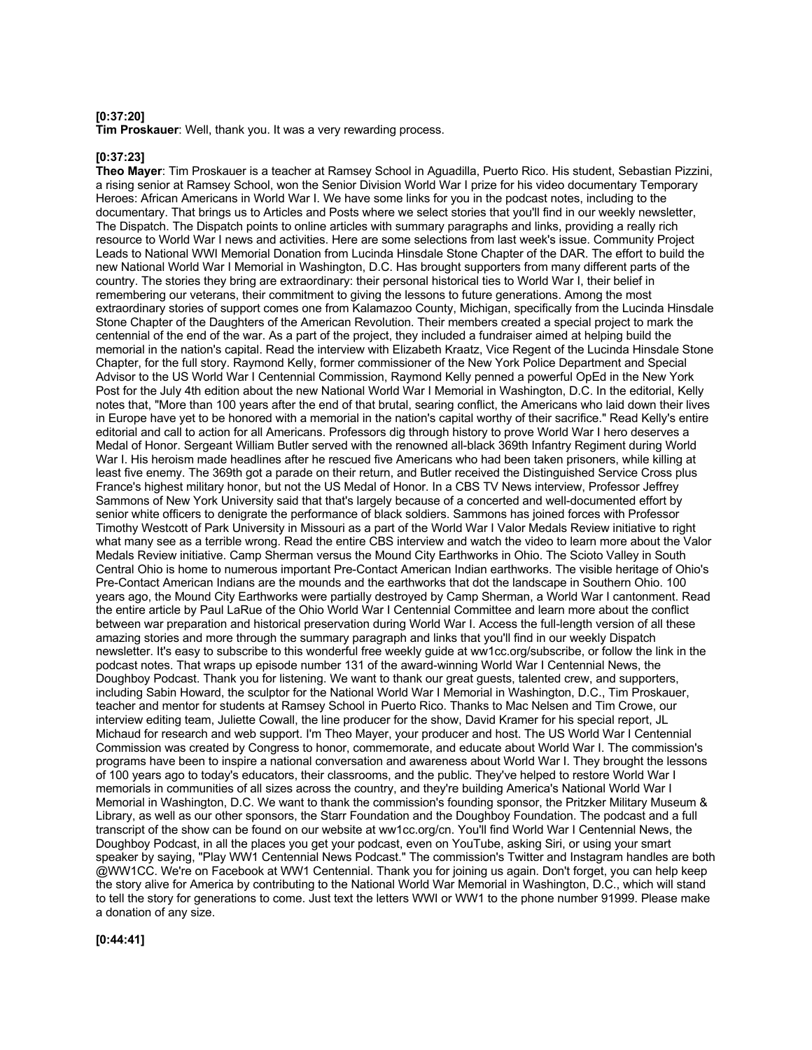**[0:37:20]**
**Tim Proskauer**: Well, thank you. It was a very rewarding process.

**[0:37:23]**
**Theo Mayer**: Tim Proskauer is a teacher at Ramsey School in Aguadilla, Puerto Rico. His student, Sebastian Pizzini, a rising senior at Ramsey School, won the Senior Division World War I prize for his video documentary Temporary Heroes: African Americans in World War I. We have some links for you in the podcast notes, including to the documentary. That brings us to Articles and Posts where we select stories that you'll find in our weekly newsletter, The Dispatch. The Dispatch points to online articles with summary paragraphs and links, providing a really rich resource to World War I news and activities. Here are some selections from last week's issue. Community Project Leads to National WWI Memorial Donation from Lucinda Hinsdale Stone Chapter of the DAR. The effort to build the new National World WWI Memorial in Washington, D.C. Has brought supporters from many different parts of the country. The stories they bring are extraordinary: their personal historical ties to World War I, their belief in remembering our veterans, their commitment to giving the lessons to future generations. Among the most extraordinary stories of support comes one from Kalamazoo County, Michigan, specifically from the Lucinda Hinsdale Stone Chapter of the Daughters of the American Revolution. Their members created a special project to mark the centennial of the end of the war. As a part of the project, they included a fundraiser aimed at helping build the memorial in the nation's capital. Read the interview with Elizabeth Kraatz, Vice Regent of the Lucinda Hinsdale Stone Chapter, for the full story. Raymond Kelly, former commissioner of the New York Police Department and Special Advisor to the US World War I Centennial Commission, Raymond Kelly penned a powerful OpEd in the New York Post for the July 4th edition about the new National World War I Memorial in Washington, D.C. In the editorial, Kelly notes that, "More than 100 years after the end of that brutal, searing conflict, the Americans who laid down their lives in Europe have yet to be honored with a memorial in the nation's capital worthy of their sacrifice." Read Kelly's entire editorial and call to action for all Americans. Professors dig through history to prove World War I hero deserves a Medal of Honor. Sergeant William Butler served with the renowned all-black 369th Infantry Regiment during World War I. His heroism made headlines after he rescued five Americans who had been taken prisoners, while killing at least five enemy. The 369th got a parade on their return, and Butler received the Distinguished Service Cross plus France's highest military honor, but not the US Medal of Honor. In a CBS TV News interview, Professor Jeffrey Sammons of New York University said that that's largely because of a concerted and well-documented effort by senior white officers to denigrate the performance of black soldiers. Sammons has joined forces with Professor Timothy Westcott of Park University in Missouri as a part of the World War I Valor Medals Review initiative to right what many see as a terrible wrong. Read the entire CBS interview and watch the video to learn more about the Valor Medals Review initiative. Camp Sherman versus the Mound City Earthworks in Ohio. The Scioto Valley in South Central Ohio is home to numerous important Pre-Contact American Indian earthworks. The visible heritage of Ohio's Pre-Contact American Indians are the mounds and the earthworks that dot the landscape in Southern Ohio. 100 years ago, the Mound City Earthworks were partially destroyed by Camp Sherman, a World War I cantonment. Read the entire article by Paul LaRue of the Ohio World War I Centennial Committee and learn more about the conflict between war preparation and historical preservation during World War I. Access the full-length version of all these amazing stories and more through the summary paragraph and links that you'll find in our weekly Dispatch newsletter. It's easy to subscribe to this wonderful free weekly guide at ww1cc.org/subscribe, or follow the link in the podcast notes. That wraps up episode number 131 of the award-winning World War I Centennial News, the Doughboy Podcast. Thank you for listening. We want to thank our great guests, talented crew, and supporters, including Sabin Howard, the sculptor for the National World War I Memorial in Washington, D.C., Tim Proskauer, teacher and mentor for students at Ramsey School in Puerto Rico. Thanks to Mac Nelsen and Tim Crowe, our interview editing team, Juliette Cowall, the line producer for the show, David Kramer for his special report, JL Michaud for research and web support. I'm Theo Mayer, your producer and host. The US World War I Centennial Commission was created by Congress to honor, commemorate, and educate about World War I. The commission's programs have been to inspire a national conversation and awareness about World War I. They brought the lessons of 100 years ago to today's educators, their classrooms, and the public. They've helped to restore World War I memorials in communities of all sizes across the country, and they're building America's National World War I Memorial in Washington, D.C. We want to thank the commission's founding sponsor, the Pritzker Military Museum & Library, as well as our other sponsors, the Starr Foundation and the Doughboy Foundation. The podcast and a full transcript of the show can be found on our website at ww1cc.org/cn. You'll find World War I Centennial News, the Doughboy Podcast, in all the places you get your podcast, even on YouTube, asking Siri, or using your smart speaker by saying, "Play WW1 Centennial News Podcast." The commission's Twitter and Instagram handles are both @WW1CC. We're on Facebook at WW1 Centennial. Thank you for joining us again. Don't forget, you can help keep the story alive for America by contributing to the National World War Memorial in Washington, D.C., which will stand to tell the story for generations to come. Just text the letters WWI or WW1 to the phone number 91999. Please make a donation of any size.

**[0:44:41]**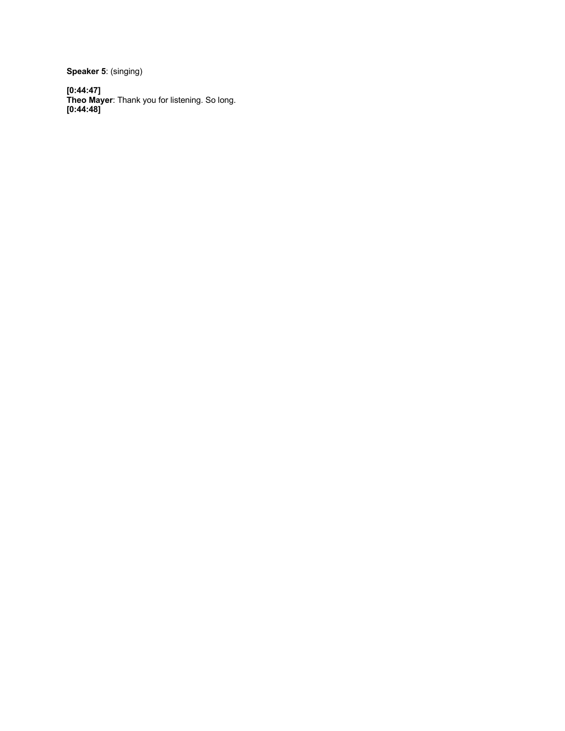**Speaker 5**: (singing)

**[0:44:47]**
**Theo Mayer**: Thank you for listening. So long.
**[0:44:48]**